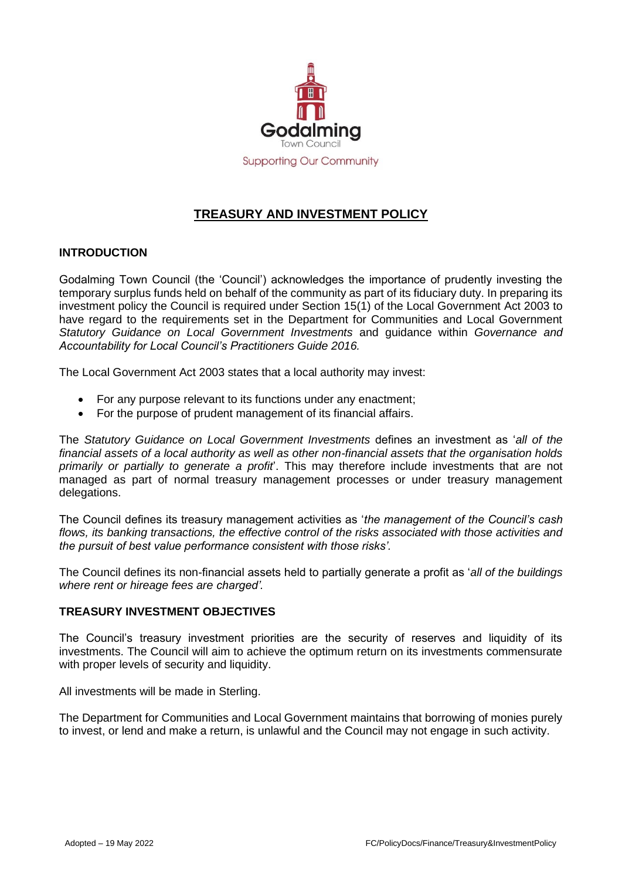Godalming

Town Council

Supporting Our Community

# TREASURY AND INVESTMENT POLICY

## INTRODUCTION

Godalming Town Council (the 'Council') acknowledges the importance of prudently investing the temporary surplus funds held on behalf of the community as part of its fiduciary duty. In preparing its investment policy the Council is required under Section 15(1) of the Local Government Act 2003 to have regard to the requirements set in the Department for Communities and Local Government *Statutory Guidance on Local Government Investments* and guidance within *Governance and Accountability for Local Council's Practitioners Guide 2016.*

The Local Government Act 2003 states that a local authority may invest:

- For any purpose relevant to its functions under any enactment;
- For the purpose of prudent management of its financial affairs.

The *Statutory Guidance on Local Government Investments* defines an investment as '*all of the financial assets of a local authority as well as other non-financial assets that the organisation holds primarily or partially to generate a profit*'. This may therefore include investments that are not managed as part of normal treasury management processes or under treasury management delegations.

The Council defines its treasury management activities as '*the management of the Council's cash flows, its banking transactions, the effective control of the risks associated with those activities and the pursuit of best value performance consistent with those risks'.*

The Council defines its non-financial assets held to partially generate a profit as '*all of the buildings where rent or hireage fees are charged'.*

## TREASURY INVESTMENT OBJECTIVES

The Council's treasury investment priorities are the security of reserves and liquidity of its investments. The Council will aim to achieve the optimum return on its investments commensurate with proper levels of security and liquidity.

All investments will be made in Sterling.

The Department for Communities and Local Government maintains that borrowing of monies purely to invest, or lend and make a return, is unlawful and the Council may not engage in such activity.

Adopted – 19 May 2022 FC/PolicyDocs/Finance/Treasury&InvestmentPolicy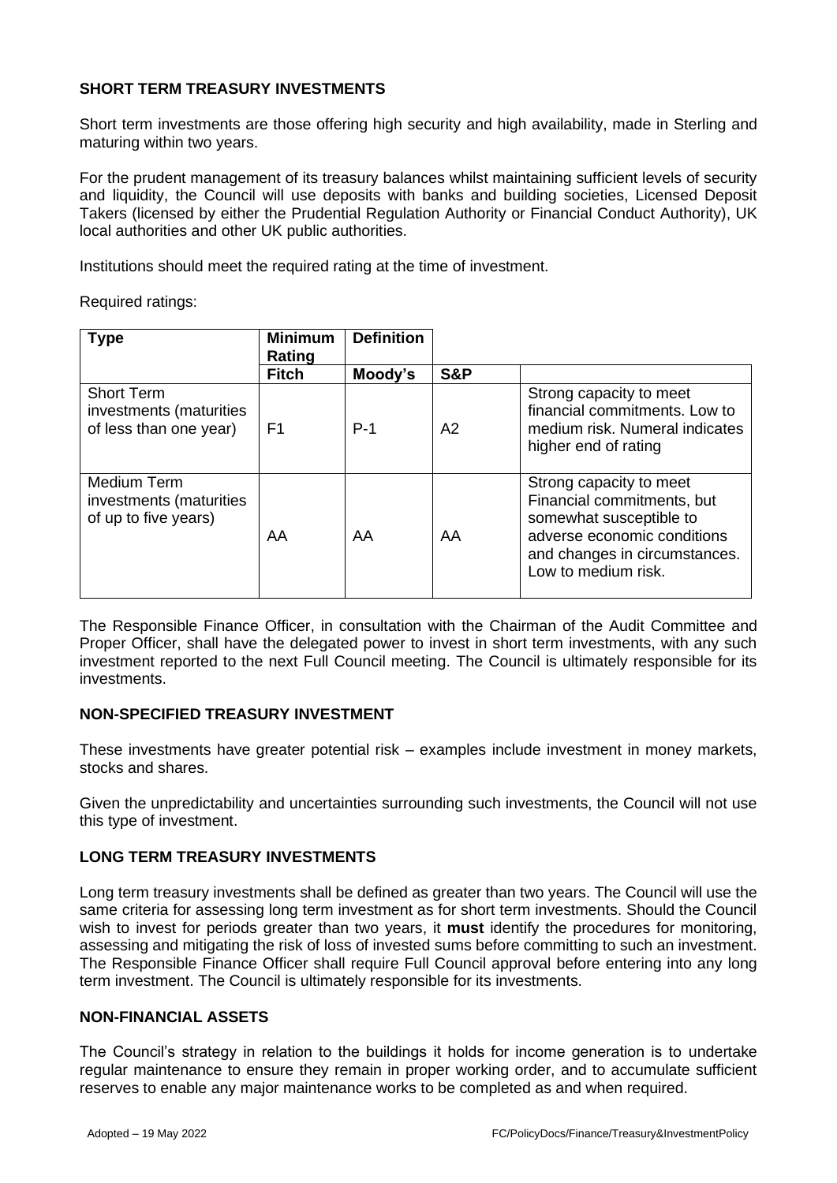## SHORT TERM TREASURY INVESTMENTS

Short term investments are those offering high security and high availability, made in Sterling and maturing within two years.

For the prudent management of its treasury balances whilst maintaining sufficient levels of security and liquidity, the Council will use deposits with banks and building societies, Licensed Deposit Takers (licensed by either the Prudential Regulation Authority or Financial Conduct Authority), UK local authorities and other UK public authorities.

Institutions should meet the required rating at the time of investment.

Required ratings:

| Type | Minimum Rating | Definition | | |
|---|---|---|---|---|
| | Fitch | Moody's | S&P | |
| Short Term investments (maturities of less than one year) | F1 | P-1 | A2 | Strong capacity to meet financial commitments. Low to medium risk. Numeral indicates higher end of rating |
| Medium Term investments (maturities of up to five years) | AA | AA | AA | Strong capacity to meet Financial commitments, but somewhat susceptible to adverse economic conditions and changes in circumstances. Low to medium risk. |

The Responsible Finance Officer, in consultation with the Chairman of the Audit Committee and Proper Officer, shall have the delegated power to invest in short term investments, with any such investment reported to the next Full Council meeting. The Council is ultimately responsible for its investments.

## NON-SPECIFIED TREASURY INVESTMENT

These investments have greater potential risk – examples include investment in money markets, stocks and shares.

Given the unpredictability and uncertainties surrounding such investments, the Council will not use this type of investment.

## LONG TERM TREASURY INVESTMENTS

Long term treasury investments shall be defined as greater than two years. The Council will use the same criteria for assessing long term investment as for short term investments. Should the Council wish to invest for periods greater than two years, it **must** identify the procedures for monitoring, assessing and mitigating the risk of loss of invested sums before committing to such an investment. The Responsible Finance Officer shall require Full Council approval before entering into any long term investment. The Council is ultimately responsible for its investments.

## NON-FINANCIAL ASSETS

The Council's strategy in relation to the buildings it holds for income generation is to undertake regular maintenance to ensure they remain in proper working order, and to accumulate sufficient reserves to enable any major maintenance works to be completed as and when required.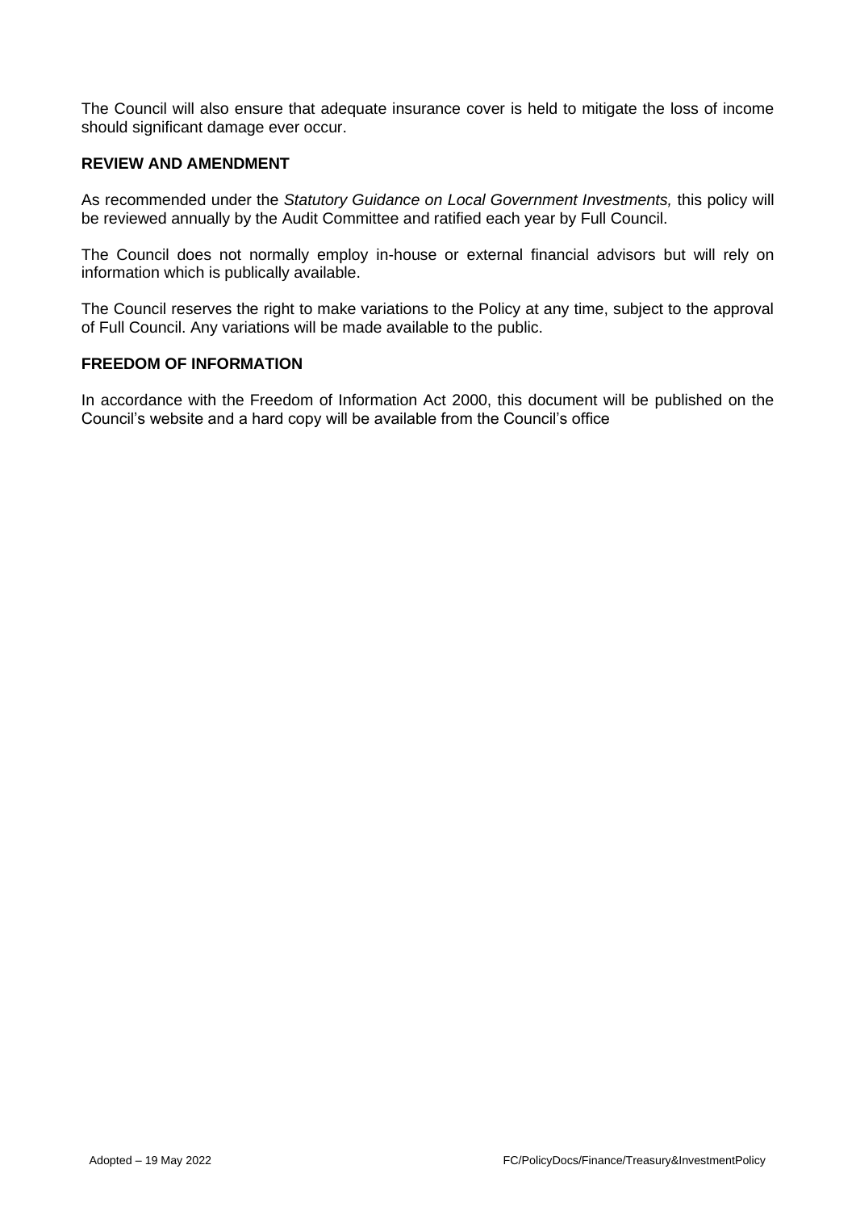The Council will also ensure that adequate insurance cover is held to mitigate the loss of income should significant damage ever occur.

**REVIEW AND AMENDMENT**

As recommended under the *Statutory Guidance on Local Government Investments,* this policy will be reviewed annually by the Audit Committee and ratified each year by Full Council.

The Council does not normally employ in-house or external financial advisors but will rely on information which is publically available.

The Council reserves the right to make variations to the Policy at any time, subject to the approval of Full Council. Any variations will be made available to the public.

**FREEDOM OF INFORMATION**

In accordance with the Freedom of Information Act 2000, this document will be published on the Council's website and a hard copy will be available from the Council's office